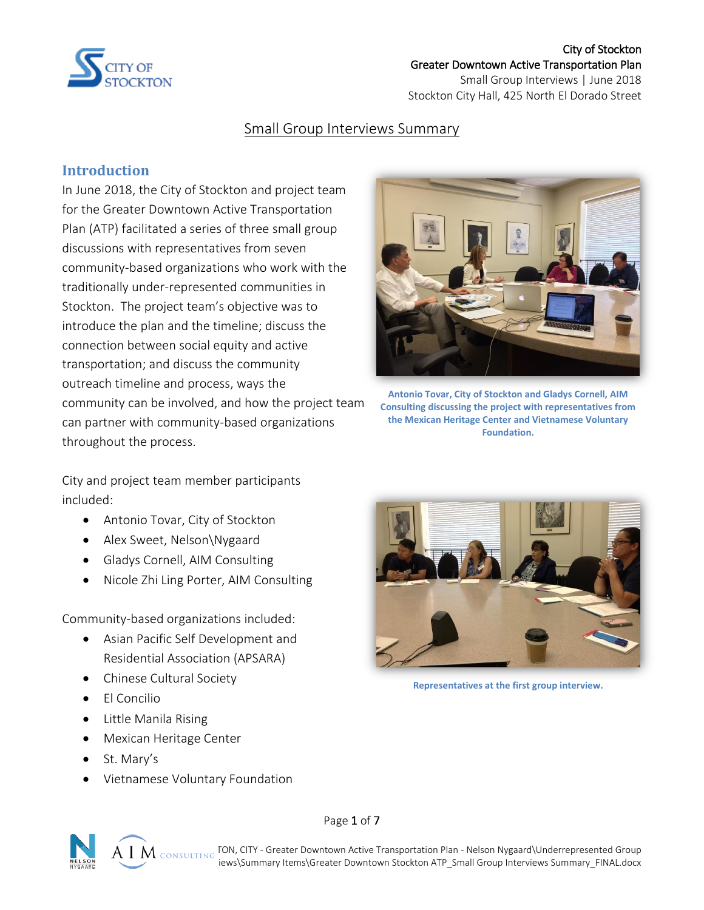City of Stockton
Greater Downtown Active Transportation Plan
Small Group Interviews | June 2018
Stockton City Hall, 425 North El Dorado Street

# Small Group Interviews Summary

## Introduction

In June 2018, the City of Stockton and project team for the Greater Downtown Active Transportation Plan (ATP) facilitated a series of three small group discussions with representatives from seven community-based organizations who work with the traditionally under-represented communities in Stockton. The project team's objective was to introduce the plan and the timeline; discuss the connection between social equity and active transportation; and discuss the community outreach timeline and process, ways the community can be involved, and how the project team can partner with community-based organizations throughout the process.

**Antonio Tovar, City of Stockton and Gladys Cornell, AIM Consulting discussing the project with representatives from the Mexican Heritage Center and Vietnamese Voluntary Foundation.**

City and project team member participants included:

- Antonio Tovar, City of Stockton
- Alex Sweet, Nelson\Nygaard
- Gladys Cornell, AIM Consulting
- Nicole Zhi Ling Porter, AIM Consulting

Community-based organizations included:

- Asian Pacific Self Development and Residential Association (APSARA)
- Chinese Cultural Society
- El Concilio
- Little Manila Rising
- Mexican Heritage Center
- St. Mary's
- Vietnamese Voluntary Foundation

**Representatives at the first group interview.**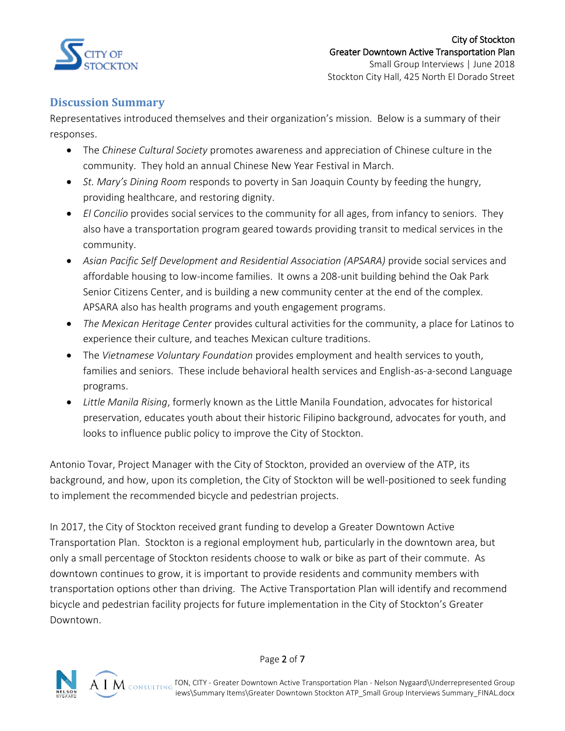## Discussion Summary

Representatives introduced themselves and their organization's mission. Below is a summary of their responses.

- The *Chinese Cultural Society* promotes awareness and appreciation of Chinese culture in the community. They hold an annual Chinese New Year Festival in March.
- *St. Mary's Dining Room* responds to poverty in San Joaquin County by feeding the hungry, providing healthcare, and restoring dignity.
- *El Concilio* provides social services to the community for all ages, from infancy to seniors. They also have a transportation program geared towards providing transit to medical services in the community.
- *Asian Pacific Self Development and Residential Association (APSARA)* provide social services and affordable housing to low-income families. It owns a 208-unit building behind the Oak Park Senior Citizens Center, and is building a new community center at the end of the complex. APSARA also has health programs and youth engagement programs.
- *The Mexican Heritage Center* provides cultural activities for the community, a place for Latinos to experience their culture, and teaches Mexican culture traditions.
- The *Vietnamese Voluntary Foundation* provides employment and health services to youth, families and seniors. These include behavioral health services and English-as-a-second Language programs.
- *Little Manila Rising*, formerly known as the Little Manila Foundation, advocates for historical preservation, educates youth about their historic Filipino background, advocates for youth, and looks to influence public policy to improve the City of Stockton.

Antonio Tovar, Project Manager with the City of Stockton, provided an overview of the ATP, its background, and how, upon its completion, the City of Stockton will be well-positioned to seek funding to implement the recommended bicycle and pedestrian projects.

In 2017, the City of Stockton received grant funding to develop a Greater Downtown Active Transportation Plan. Stockton is a regional employment hub, particularly in the downtown area, but only a small percentage of Stockton residents choose to walk or bike as part of their commute. As downtown continues to grow, it is important to provide residents and community members with transportation options other than driving. The Active Transportation Plan will identify and recommend bicycle and pedestrian facility projects for future implementation in the City of Stockton's Greater Downtown.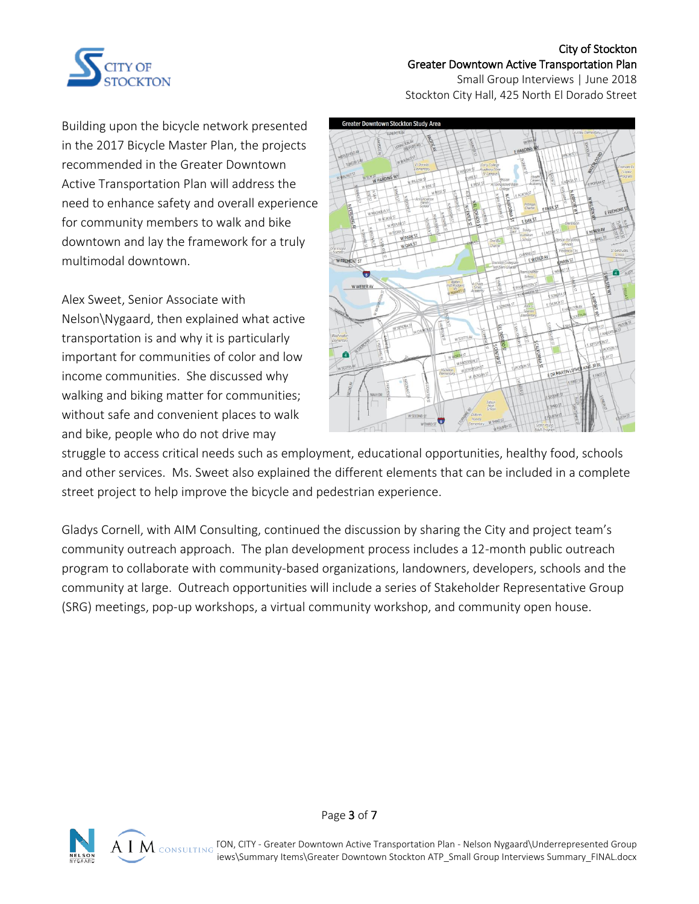Building upon the bicycle network presented in the 2017 Bicycle Master Plan, the projects recommended in the Greater Downtown Active Transportation Plan will address the need to enhance safety and overall experience for community members to walk and bike downtown and lay the framework for a truly multimodal downtown.

Alex Sweet, Senior Associate with Nelson\Nygaard, then explained what active transportation is and why it is particularly important for communities of color and low income communities. She discussed why walking and biking matter for communities; without safe and convenient places to walk and bike, people who do not drive may struggle to access critical needs such as employment, educational opportunities, healthy food, schools and other services. Ms. Sweet also explained the different elements that can be included in a complete street project to help improve the bicycle and pedestrian experience.

Gladys Cornell, with AIM Consulting, continued the discussion by sharing the City and project team's community outreach approach. The plan development process includes a 12-month public outreach program to collaborate with community-based organizations, landowners, developers, schools and the community at large. Outreach opportunities will include a series of Stakeholder Representative Group (SRG) meetings, pop-up workshops, a virtual community workshop, and community open house.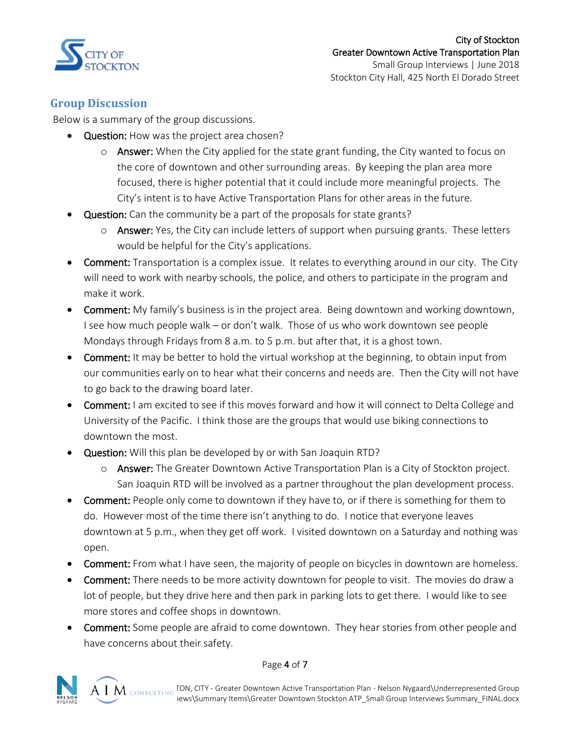## Group Discussion

Below is a summary of the group discussions.

- **Question:** How was the project area chosen?
  - **Answer:** When the City applied for the state grant funding, the City wanted to focus on the core of downtown and other surrounding areas. By keeping the plan area more focused, there is higher potential that it could include more meaningful projects. The City's intent is to have Active Transportation Plans for other areas in the future.
- **Question:** Can the community be a part of the proposals for state grants?
  - **Answer:** Yes, the City can include letters of support when pursuing grants. These letters would be helpful for the City's applications.
- **Comment:** Transportation is a complex issue. It relates to everything around in our city. The City will need to work with nearby schools, the police, and others to participate in the program and make it work.
- **Comment:** My family's business is in the project area. Being downtown and working downtown, I see how much people walk – or don't walk. Those of us who work downtown see people Mondays through Fridays from 8 a.m. to 5 p.m. but after that, it is a ghost town.
- **Comment:** It may be better to hold the virtual workshop at the beginning, to obtain input from our communities early on to hear what their concerns and needs are. Then the City will not have to go back to the drawing board later.
- **Comment:** I am excited to see if this moves forward and how it will connect to Delta College and University of the Pacific. I think those are the groups that would use biking connections to downtown the most.
- **Question:** Will this plan be developed by or with San Joaquin RTD?
  - **Answer:** The Greater Downtown Active Transportation Plan is a City of Stockton project. San Joaquin RTD will be involved as a partner throughout the plan development process.
- **Comment:** People only come to downtown if they have to, or if there is something for them to do. However most of the time there isn't anything to do. I notice that everyone leaves downtown at 5 p.m., when they get off work. I visited downtown on a Saturday and nothing was open.
- **Comment:** From what I have seen, the majority of people on bicycles in downtown are homeless.
- **Comment:** There needs to be more activity downtown for people to visit. The movies do draw a lot of people, but they drive here and then park in parking lots to get there. I would like to see more stores and coffee shops in downtown.
- **Comment:** Some people are afraid to come downtown. They hear stories from other people and have concerns about their safety.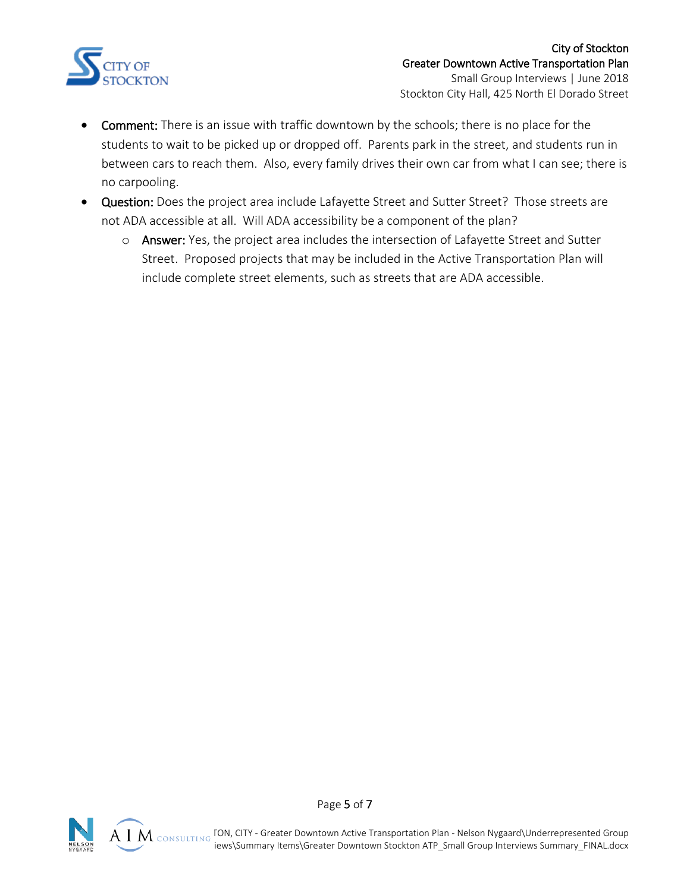- **Comment:** There is an issue with traffic downtown by the schools; there is no place for the students to wait to be picked up or dropped off. Parents park in the street, and students run in between cars to reach them. Also, every family drives their own car from what I can see; there is no carpooling.
- **Question:** Does the project area include Lafayette Street and Sutter Street? Those streets are not ADA accessible at all. Will ADA accessibility be a component of the plan?
  - **Answer:** Yes, the project area includes the intersection of Lafayette Street and Sutter Street. Proposed projects that may be included in the Active Transportation Plan will include complete street elements, such as streets that are ADA accessible.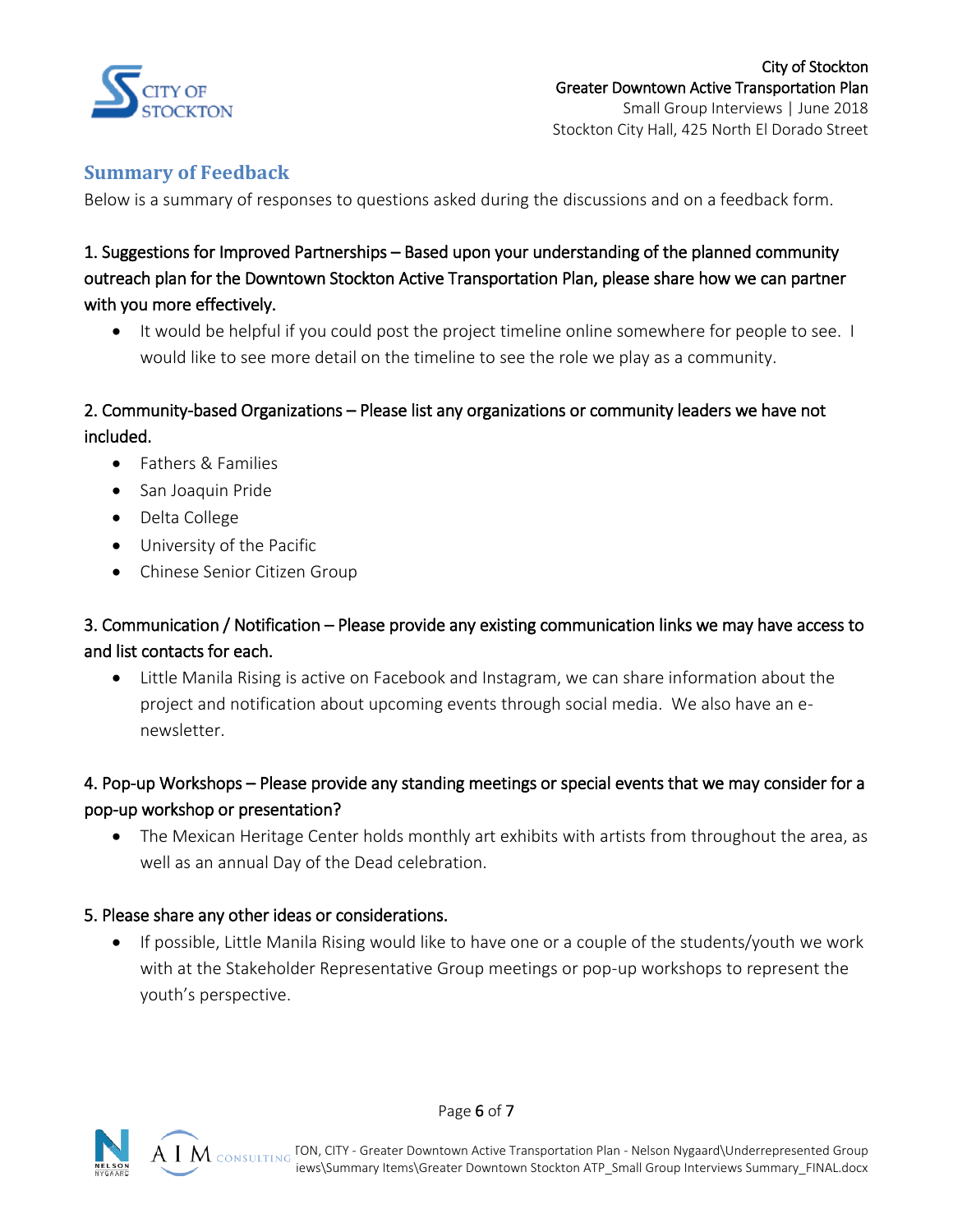## Summary of Feedback

Below is a summary of responses to questions asked during the discussions and on a feedback form.

### 1. Suggestions for Improved Partnerships – Based upon your understanding of the planned community outreach plan for the Downtown Stockton Active Transportation Plan, please share how we can partner with you more effectively.

- It would be helpful if you could post the project timeline online somewhere for people to see. I would like to see more detail on the timeline to see the role we play as a community.

### 2. Community-based Organizations – Please list any organizations or community leaders we have not included.

- Fathers & Families
- San Joaquin Pride
- Delta College
- University of the Pacific
- Chinese Senior Citizen Group

### 3. Communication / Notification – Please provide any existing communication links we may have access to and list contacts for each.

- Little Manila Rising is active on Facebook and Instagram, we can share information about the project and notification about upcoming events through social media. We also have an e-newsletter.

### 4. Pop-up Workshops – Please provide any standing meetings or special events that we may consider for a pop-up workshop or presentation?

- The Mexican Heritage Center holds monthly art exhibits with artists from throughout the area, as well as an annual Day of the Dead celebration.

### 5. Please share any other ideas or considerations.

- If possible, Little Manila Rising would like to have one or a couple of the students/youth we work with at the Stakeholder Representative Group meetings or pop-up workshops to represent the youth's perspective.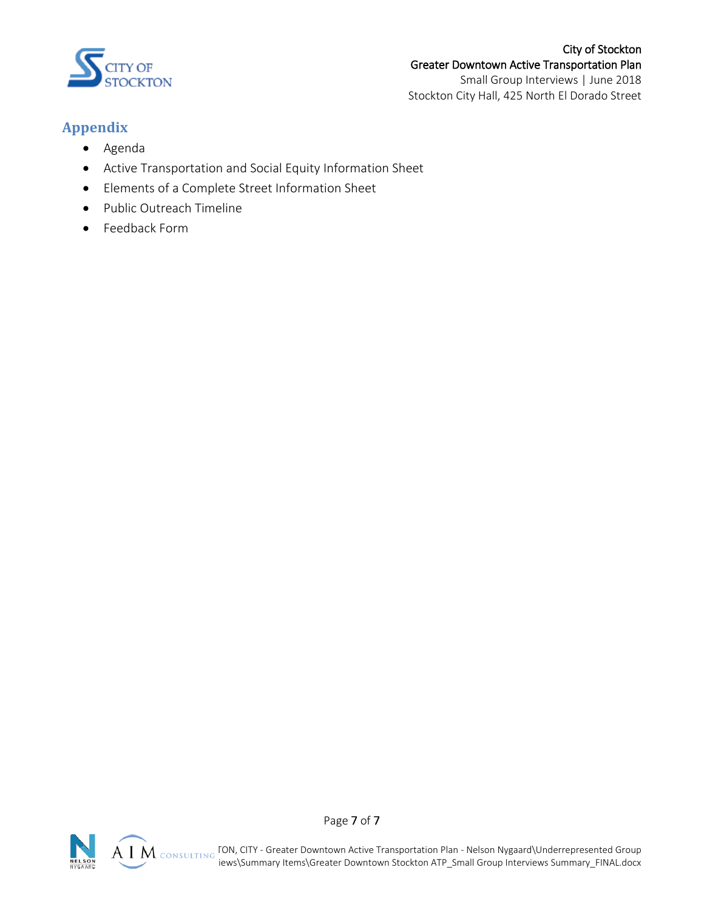## Appendix

- Agenda
- Active Transportation and Social Equity Information Sheet
- Elements of a Complete Street Information Sheet
- Public Outreach Timeline
- Feedback Form